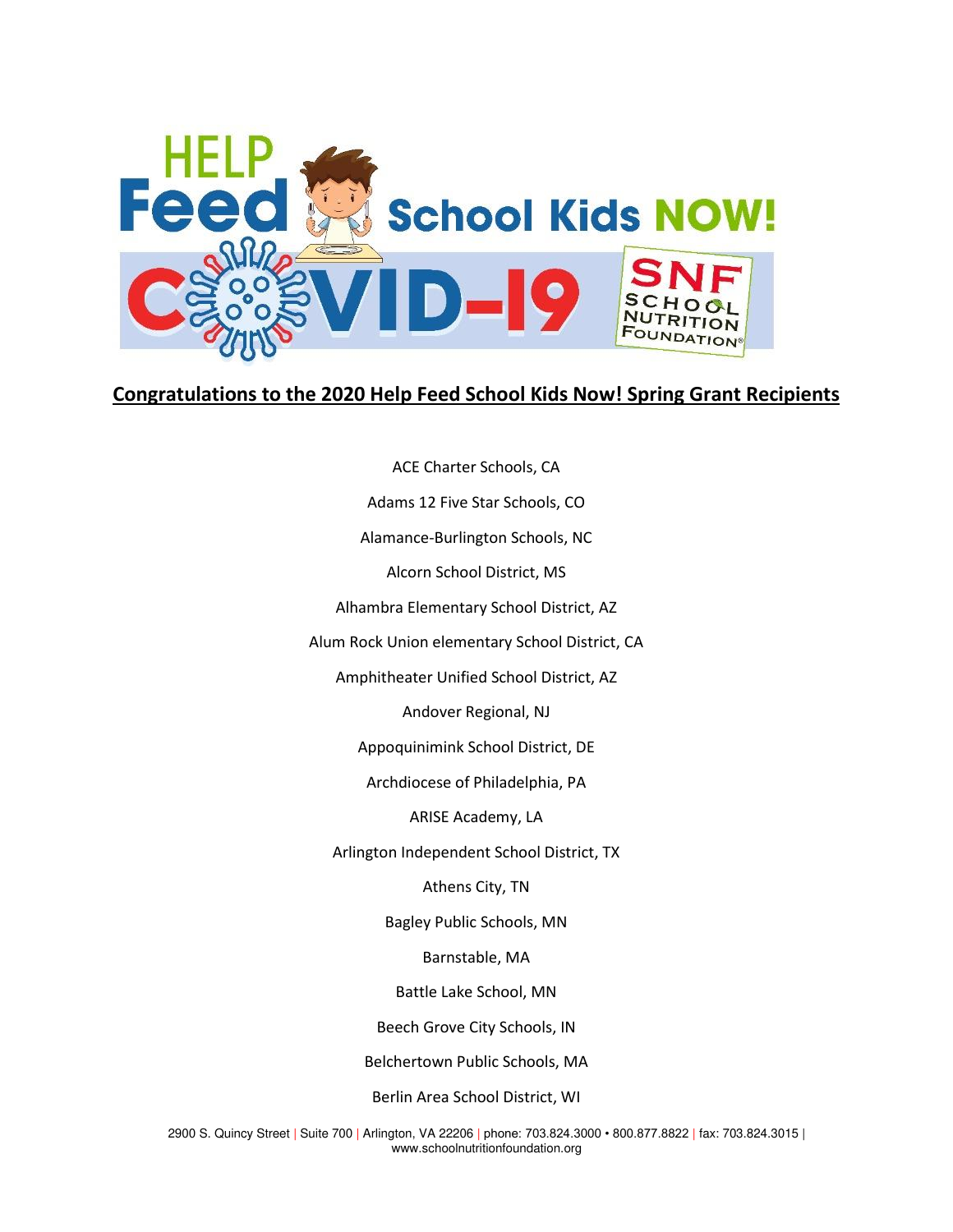HELP Feed School Kids NOW! COVID-19

## Congratulations to the 2020 Help Feed School Kids Now! Spring Grant Recipients

ACE Charter Schools, CA

Adams 12 Five Star Schools, CO

Alamance-Burlington Schools, NC

Alcorn School District, MS

Alhambra Elementary School District, AZ

Alum Rock Union elementary School District, CA

Amphitheater Unified School District, AZ

Andover Regional, NJ

Appoquinimink School District, DE

Archdiocese of Philadelphia, PA

ARISE Academy, LA

Arlington Independent School District, TX

Athens City, TN

Bagley Public Schools, MN

Barnstable, MA

Battle Lake School, MN

Beech Grove City Schools, IN

Belchertown Public Schools, MA

Berlin Area School District, WI

2900 S. Quincy Street | Suite 700 | Arlington, VA 22206 | phone: 703.824.3000 • 800.877.8822 | fax: 703.824.3015 | www.schoolnutritionfoundation.org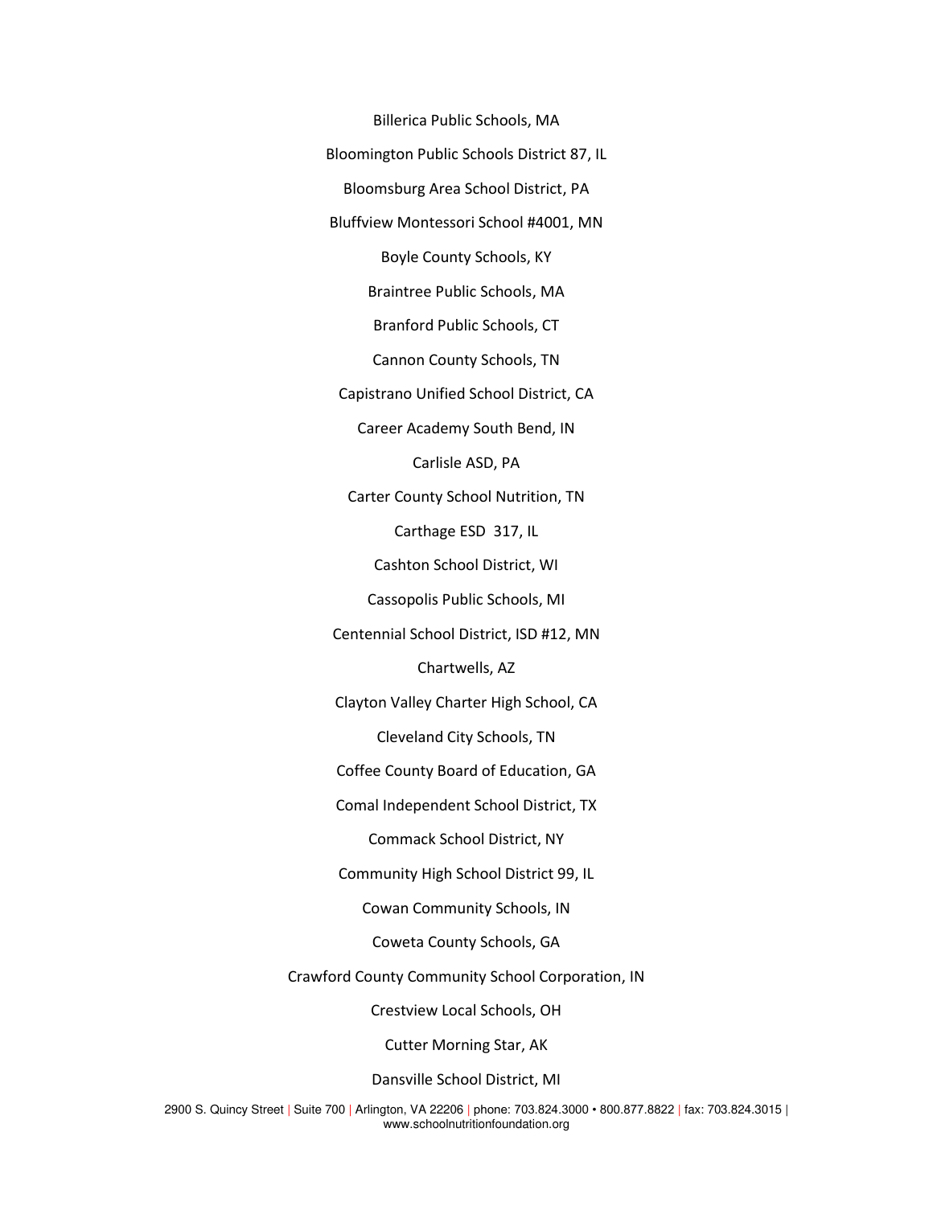Billerica Public Schools, MA

Bloomington Public Schools District 87, IL

Bloomsburg Area School District, PA

Bluffview Montessori School #4001, MN

Boyle County Schools, KY

Braintree Public Schools, MA

Branford Public Schools, CT

Cannon County Schools, TN

Capistrano Unified School District, CA

Career Academy South Bend, IN

Carlisle ASD, PA

Carter County School Nutrition, TN

Carthage ESD 317, IL

Cashton School District, WI

Cassopolis Public Schools, MI

Centennial School District, ISD #12, MN

Chartwells, AZ

Clayton Valley Charter High School, CA

Cleveland City Schools, TN

Coffee County Board of Education, GA

Comal Independent School District, TX

Commack School District, NY

Community High School District 99, IL

Cowan Community Schools, IN

Coweta County Schools, GA

Crawford County Community School Corporation, IN

Crestview Local Schools, OH

Cutter Morning Star, AK

Dansville School District, MI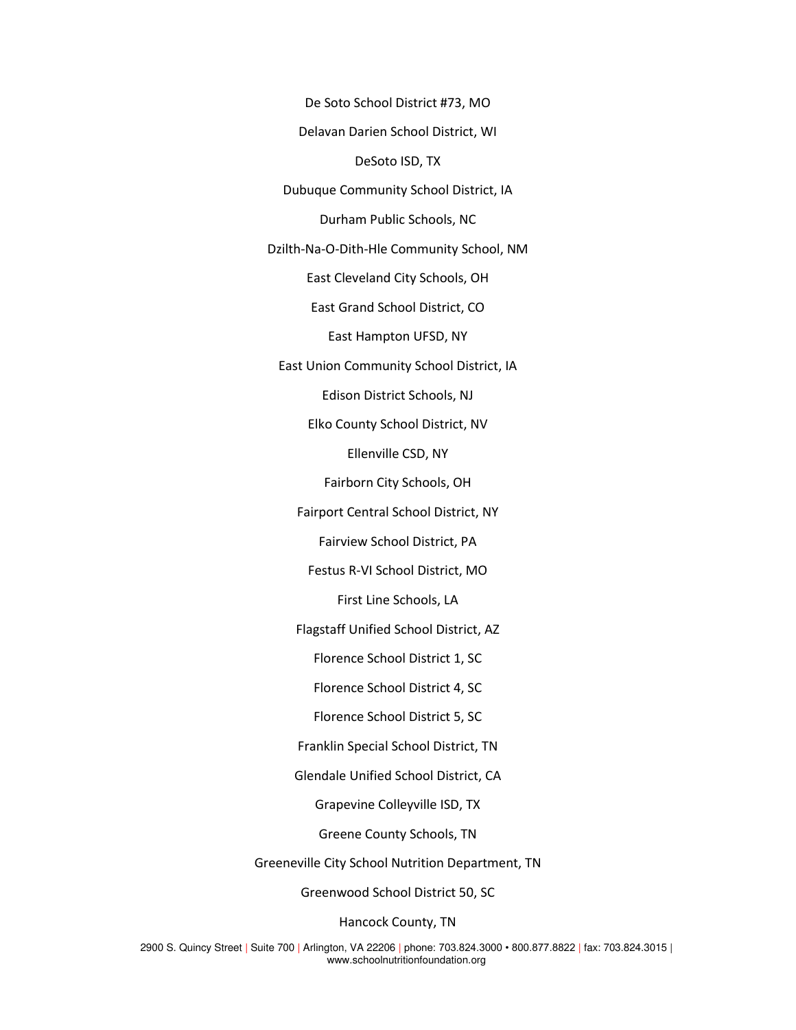De Soto School District #73, MO

Delavan Darien School District, WI

DeSoto ISD, TX

Dubuque Community School District, IA

Durham Public Schools, NC

Dzilth-Na-O-Dith-Hle Community School, NM

East Cleveland City Schools, OH

East Grand School District, CO

East Hampton UFSD, NY

East Union Community School District, IA

Edison District Schools, NJ

Elko County School District, NV

Ellenville CSD, NY

Fairborn City Schools, OH

Fairport Central School District, NY

Fairview School District, PA

Festus R-VI School District, MO

First Line Schools, LA

Flagstaff Unified School District, AZ

Florence School District 1, SC

Florence School District 4, SC

Florence School District 5, SC

Franklin Special School District, TN

Glendale Unified School District, CA

Grapevine Colleyville ISD, TX

Greene County Schools, TN

Greeneville City School Nutrition Department, TN

Greenwood School District 50, SC

Hancock County, TN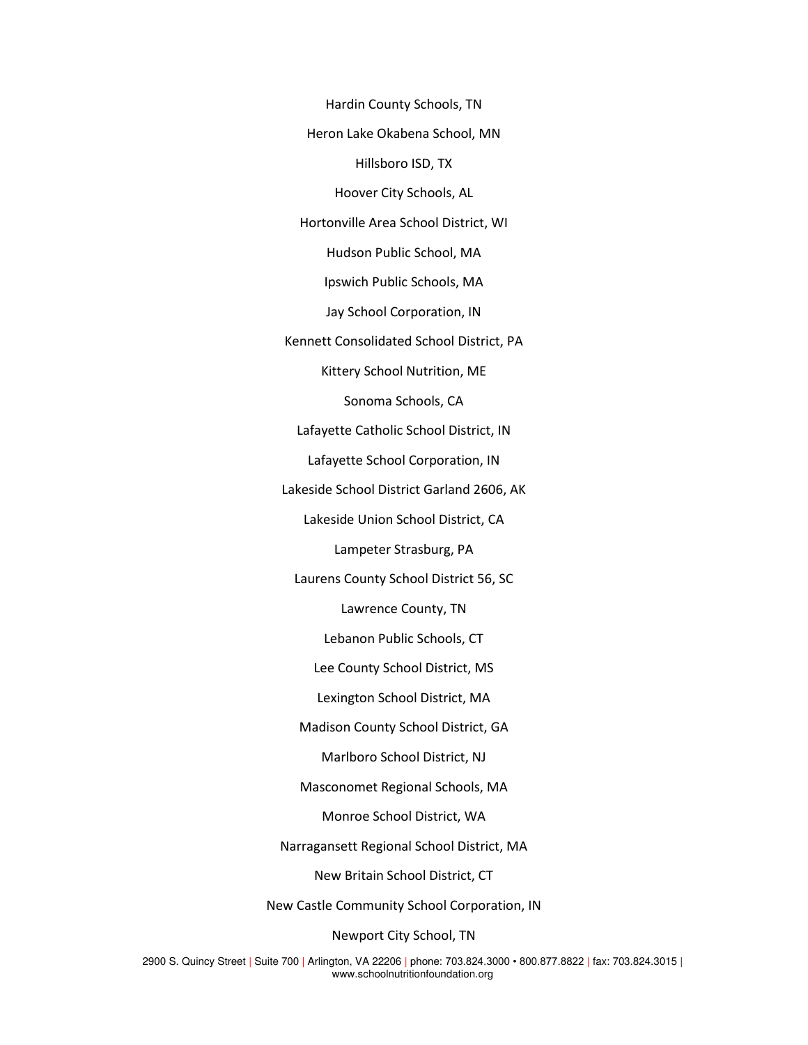Hardin County Schools, TN

Heron Lake Okabena School, MN

Hillsboro ISD, TX

Hoover City Schools, AL

Hortonville Area School District, WI

Hudson Public School, MA

Ipswich Public Schools, MA

Jay School Corporation, IN

Kennett Consolidated School District, PA

Kittery School Nutrition, ME

Sonoma Schools, CA

Lafayette Catholic School District, IN

Lafayette School Corporation, IN

Lakeside School District Garland 2606, AK

Lakeside Union School District, CA

Lampeter Strasburg, PA

Laurens County School District 56, SC

Lawrence County, TN

Lebanon Public Schools, CT

Lee County School District, MS

Lexington School District, MA

Madison County School District, GA

Marlboro School District, NJ

Masconomet Regional Schools, MA

Monroe School District, WA

Narragansett Regional School District, MA

New Britain School District, CT

New Castle Community School Corporation, IN

Newport City School, TN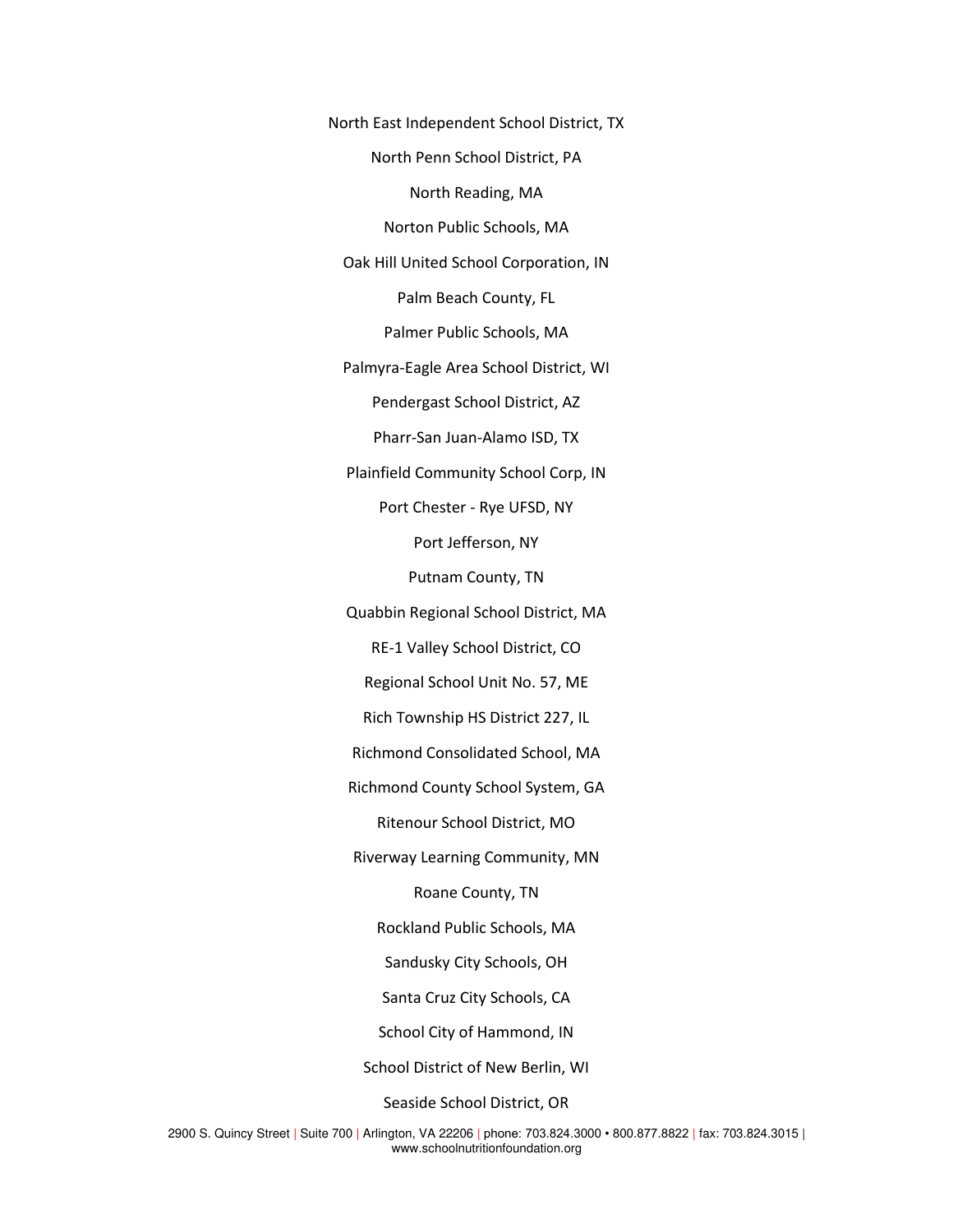North East Independent School District, TX

North Penn School District, PA

North Reading, MA

Norton Public Schools, MA

Oak Hill United School Corporation, IN

Palm Beach County, FL

Palmer Public Schools, MA

Palmyra-Eagle Area School District, WI

Pendergast School District, AZ

Pharr-San Juan-Alamo ISD, TX

Plainfield Community School Corp, IN

Port Chester - Rye UFSD, NY

Port Jefferson, NY

Putnam County, TN

Quabbin Regional School District, MA

RE-1 Valley School District, CO

Regional School Unit No. 57, ME

Rich Township HS District 227, IL

Richmond Consolidated School, MA

Richmond County School System, GA

Ritenour School District, MO

Riverway Learning Community, MN

Roane County, TN

Rockland Public Schools, MA

Sandusky City Schools, OH

Santa Cruz City Schools, CA

School City of Hammond, IN

School District of New Berlin, WI

Seaside School District, OR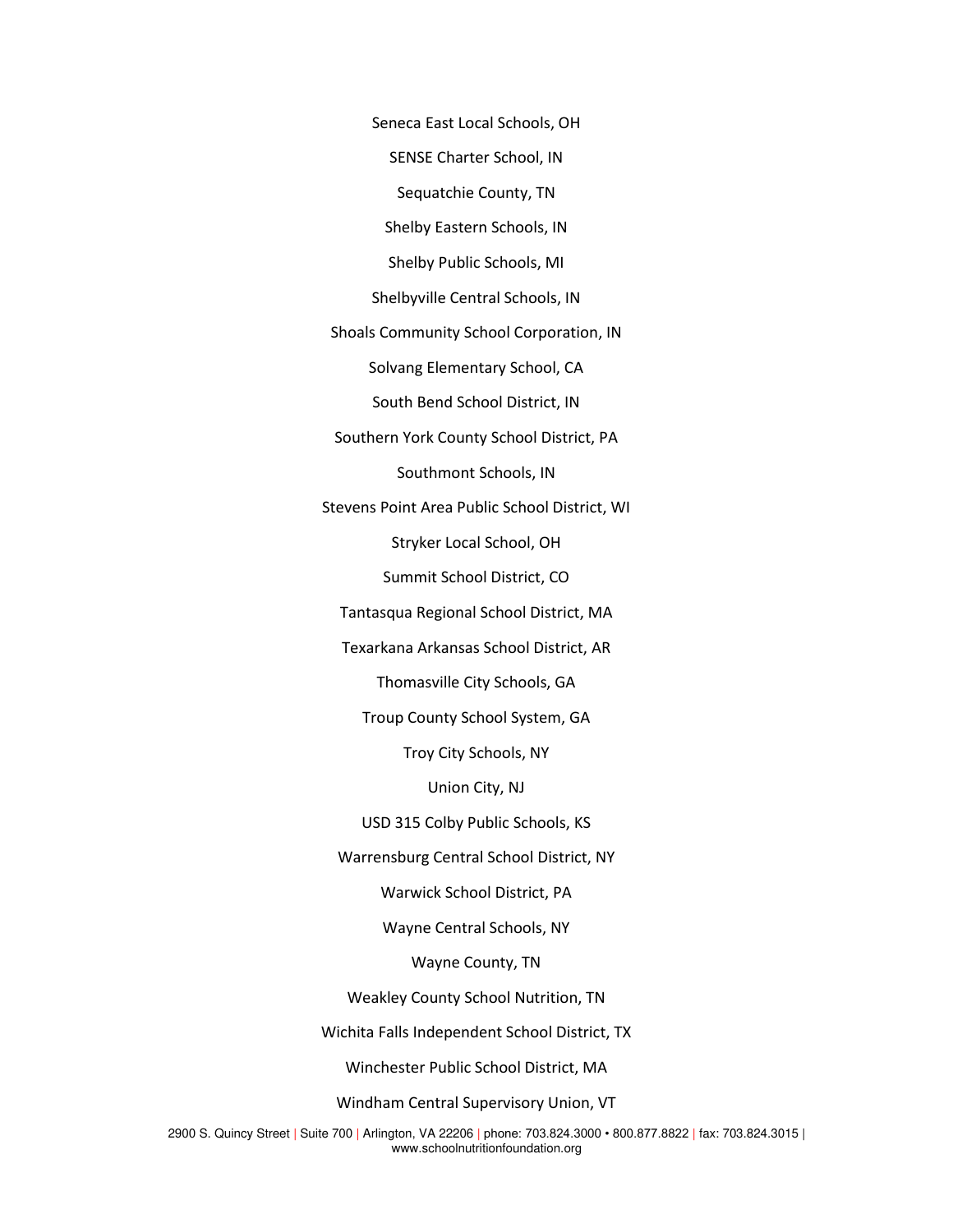Seneca East Local Schools, OH

SENSE Charter School, IN

Sequatchie County, TN

Shelby Eastern Schools, IN

Shelby Public Schools, MI

Shelbyville Central Schools, IN

Shoals Community School Corporation, IN

Solvang Elementary School, CA

South Bend School District, IN

Southern York County School District, PA

Southmont Schools, IN

Stevens Point Area Public School District, WI

Stryker Local School, OH

Summit School District, CO

Tantasqua Regional School District, MA

Texarkana Arkansas School District, AR

Thomasville City Schools, GA

Troup County School System, GA

Troy City Schools, NY

Union City, NJ

USD 315 Colby Public Schools, KS

Warrensburg Central School District, NY

Warwick School District, PA

Wayne Central Schools, NY

Wayne County, TN

Weakley County School Nutrition, TN

Wichita Falls Independent School District, TX

Winchester Public School District, MA

Windham Central Supervisory Union, VT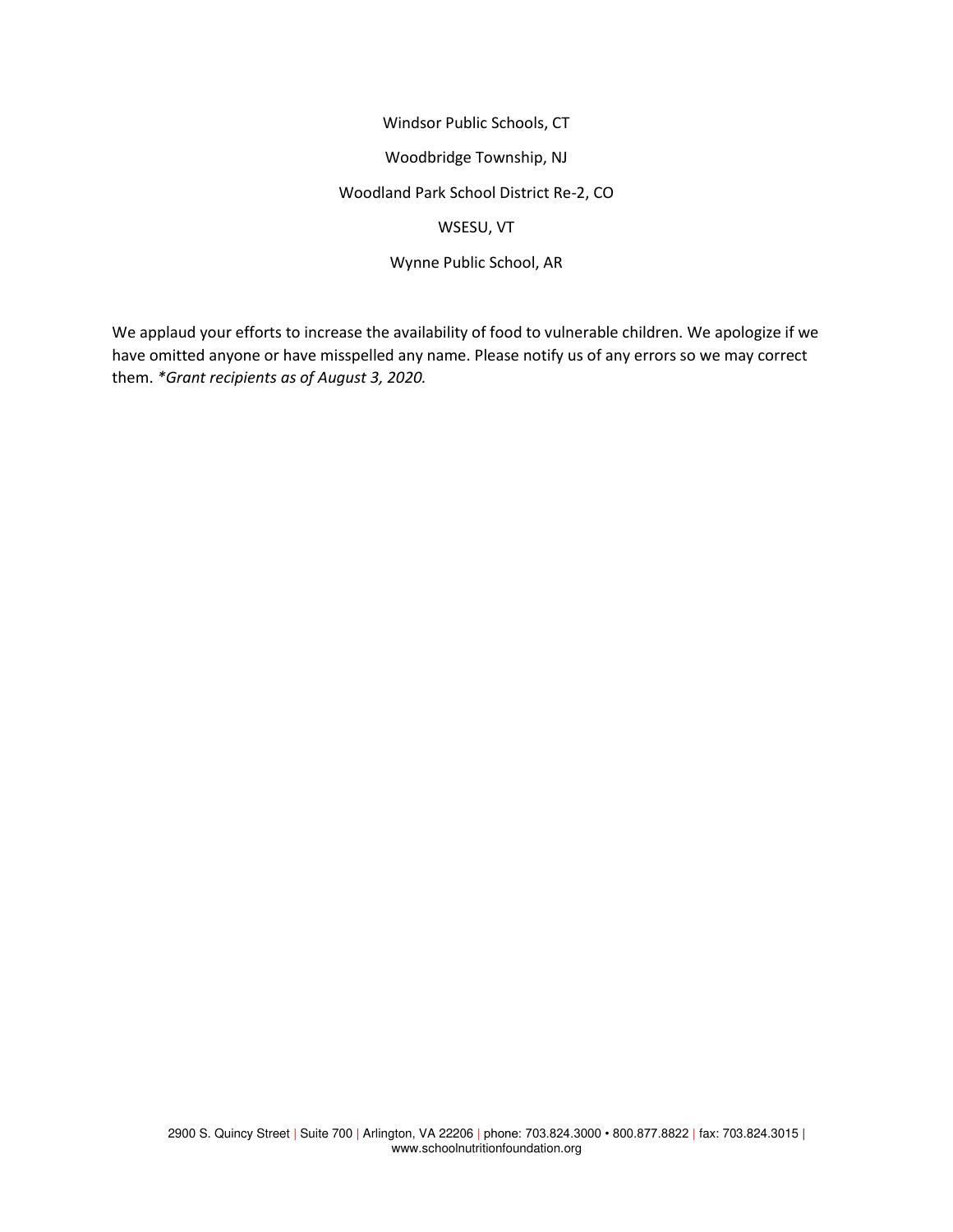Windsor Public Schools, CT

Woodbridge Township, NJ

Woodland Park School District Re-2, CO

WSESU, VT

Wynne Public School, AR

We applaud your efforts to increase the availability of food to vulnerable children. We apologize if we have omitted anyone or have misspelled any name. Please notify us of any errors so we may correct them. *\*Grant recipients as of August 3, 2020.*

2900 S. Quincy Street | Suite 700 | Arlington, VA 22206 | phone: 703.824.3000 • 800.877.8822 | fax: 703.824.3015 | www.schoolnutritionfoundation.org